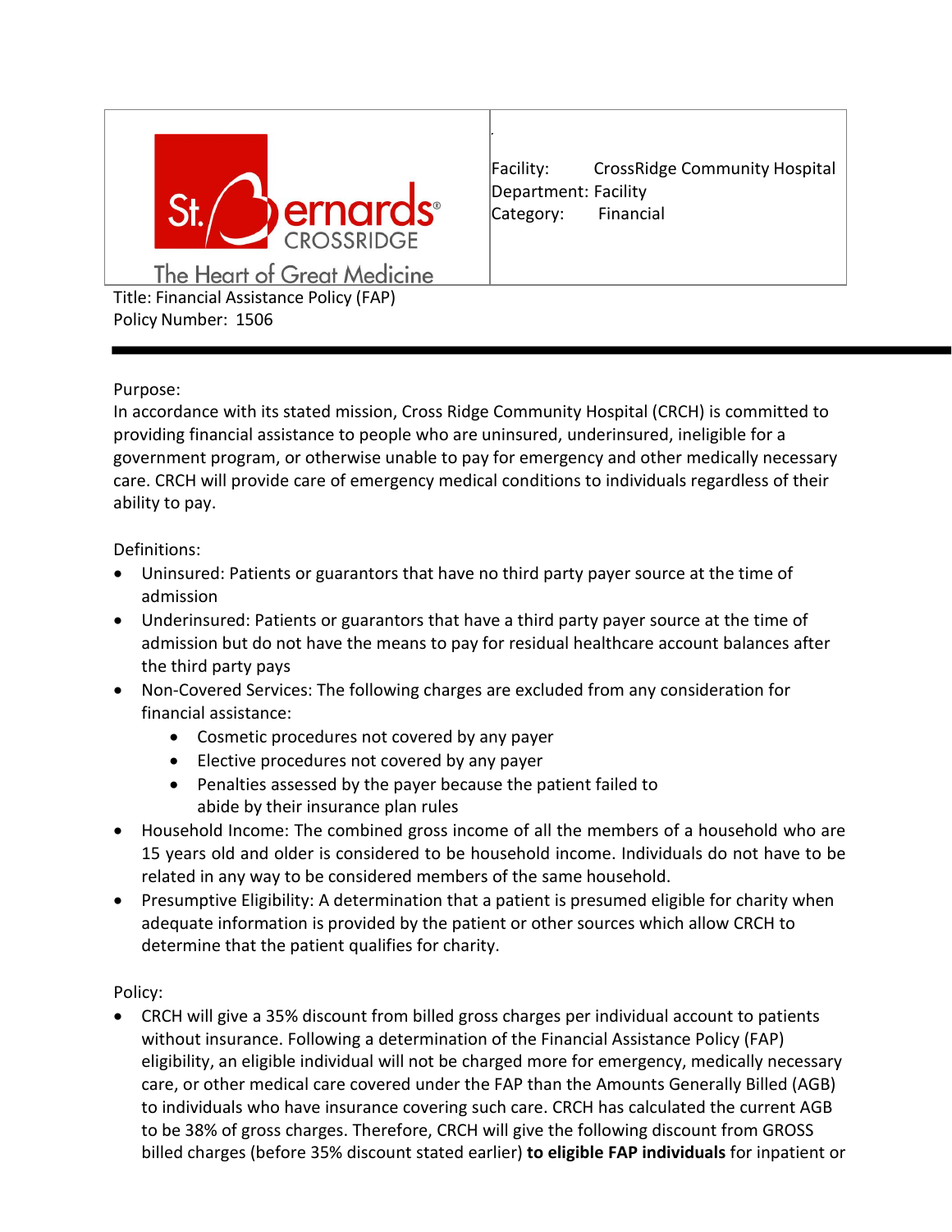| St. Bernards CROSSRIDGE — The Heart of Great Medicine | Facility: CrossRidge Community Hospital<br>Department: Facility<br>Category: Financial |
|---|---|

Title: Financial Assistance Policy (FAP)
Policy Number: 1506

---

Purpose:
In accordance with its stated mission, Cross Ridge Community Hospital (CRCH) is committed to providing financial assistance to people who are uninsured, underinsured, ineligible for a government program, or otherwise unable to pay for emergency and other medically necessary care. CRCH will provide care of emergency medical conditions to individuals regardless of their ability to pay.

Definitions:

- Uninsured: Patients or guarantors that have no third party payer source at the time of admission
- Underinsured: Patients or guarantors that have a third party payer source at the time of admission but do not have the means to pay for residual healthcare account balances after the third party pays
- Non-Covered Services: The following charges are excluded from any consideration for financial assistance:
    - Cosmetic procedures not covered by any payer
    - Elective procedures not covered by any payer
    - Penalties assessed by the payer because the patient failed to abide by their insurance plan rules
- Household Income: The combined gross income of all the members of a household who are 15 years old and older is considered to be household income. Individuals do not have to be related in any way to be considered members of the same household.
- Presumptive Eligibility: A determination that a patient is presumed eligible for charity when adequate information is provided by the patient or other sources which allow CRCH to determine that the patient qualifies for charity.

Policy:

- CRCH will give a 35% discount from billed gross charges per individual account to patients without insurance. Following a determination of the Financial Assistance Policy (FAP) eligibility, an eligible individual will not be charged more for emergency, medically necessary care, or other medical care covered under the FAP than the Amounts Generally Billed (AGB) to individuals who have insurance covering such care. CRCH has calculated the current AGB to be 38% of gross charges. Therefore, CRCH will give the following discount from GROSS billed charges (before 35% discount stated earlier) **to eligible FAP individuals** for inpatient or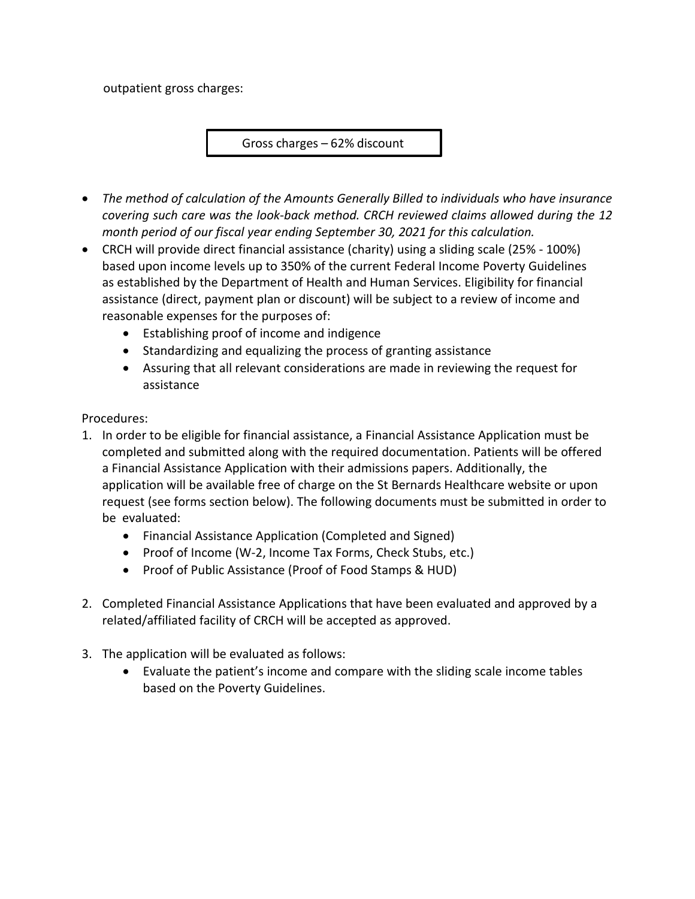outpatient gross charges:

| Gross charges – 62% discount |
|---|

- *The method of calculation of the Amounts Generally Billed to individuals who have insurance covering such care was the look-back method. CRCH reviewed claims allowed during the 12 month period of our fiscal year ending September 30, 2021 for this calculation.*
- CRCH will provide direct financial assistance (charity) using a sliding scale (25% - 100%) based upon income levels up to 350% of the current Federal Income Poverty Guidelines as established by the Department of Health and Human Services. Eligibility for financial assistance (direct, payment plan or discount) will be subject to a review of income and reasonable expenses for the purposes of:
  - Establishing proof of income and indigence
  - Standardizing and equalizing the process of granting assistance
  - Assuring that all relevant considerations are made in reviewing the request for assistance

Procedures:

1. In order to be eligible for financial assistance, a Financial Assistance Application must be completed and submitted along with the required documentation. Patients will be offered a Financial Assistance Application with their admissions papers. Additionally, the application will be available free of charge on the St Bernards Healthcare website or upon request (see forms section below). The following documents must be submitted in order to be evaluated:
   - Financial Assistance Application (Completed and Signed)
   - Proof of Income (W-2, Income Tax Forms, Check Stubs, etc.)
   - Proof of Public Assistance (Proof of Food Stamps & HUD)

2. Completed Financial Assistance Applications that have been evaluated and approved by a related/affiliated facility of CRCH will be accepted as approved.

3. The application will be evaluated as follows:
   - Evaluate the patient's income and compare with the sliding scale income tables based on the Poverty Guidelines.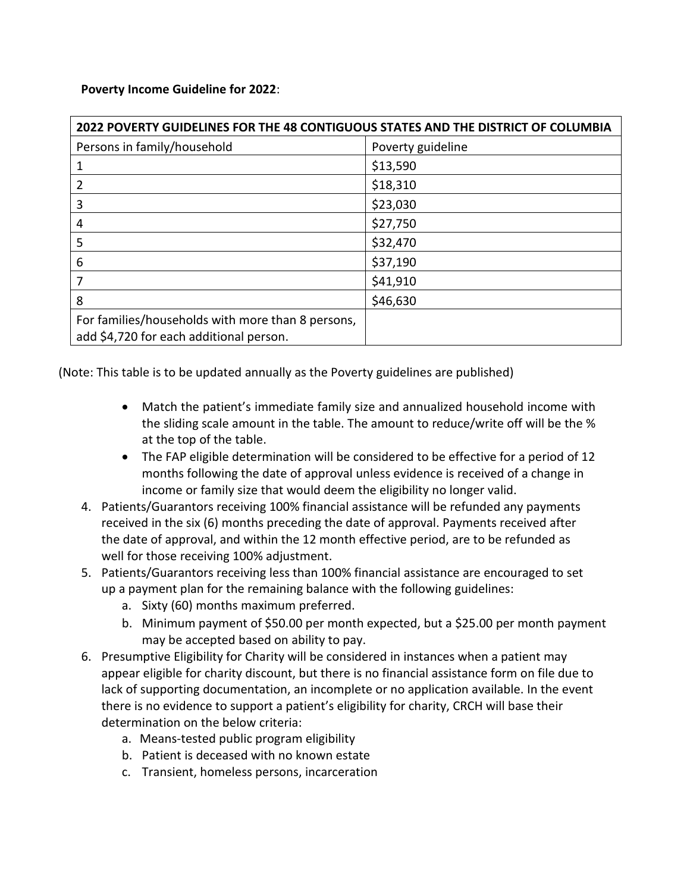**Poverty Income Guideline for 2022**:

| **2022 POVERTY GUIDELINES FOR THE 48 CONTIGUOUS STATES AND THE DISTRICT OF COLUMBIA** | |
|---|---|
| Persons in family/household | Poverty guideline |
| 1 | $13,590 |
| 2 | $18,310 |
| 3 | $23,030 |
| 4 | $27,750 |
| 5 | $32,470 |
| 6 | $37,190 |
| 7 | $41,910 |
| 8 | $46,630 |
| For families/households with more than 8 persons, add $4,720 for each additional person. | |

(Note: This table is to be updated annually as the Poverty guidelines are published)

- Match the patient's immediate family size and annualized household income with the sliding scale amount in the table. The amount to reduce/write off will be the % at the top of the table.
- The FAP eligible determination will be considered to be effective for a period of 12 months following the date of approval unless evidence is received of a change in income or family size that would deem the eligibility no longer valid.

4. Patients/Guarantors receiving 100% financial assistance will be refunded any payments received in the six (6) months preceding the date of approval. Payments received after the date of approval, and within the 12 month effective period, are to be refunded as well for those receiving 100% adjustment.
5. Patients/Guarantors receiving less than 100% financial assistance are encouraged to set up a payment plan for the remaining balance with the following guidelines:
   a. Sixty (60) months maximum preferred.
   b. Minimum payment of $50.00 per month expected, but a $25.00 per month payment may be accepted based on ability to pay.
6. Presumptive Eligibility for Charity will be considered in instances when a patient may appear eligible for charity discount, but there is no financial assistance form on file due to lack of supporting documentation, an incomplete or no application available. In the event there is no evidence to support a patient's eligibility for charity, CRCH will base their determination on the below criteria:
   a. Means-tested public program eligibility
   b. Patient is deceased with no known estate
   c. Transient, homeless persons, incarceration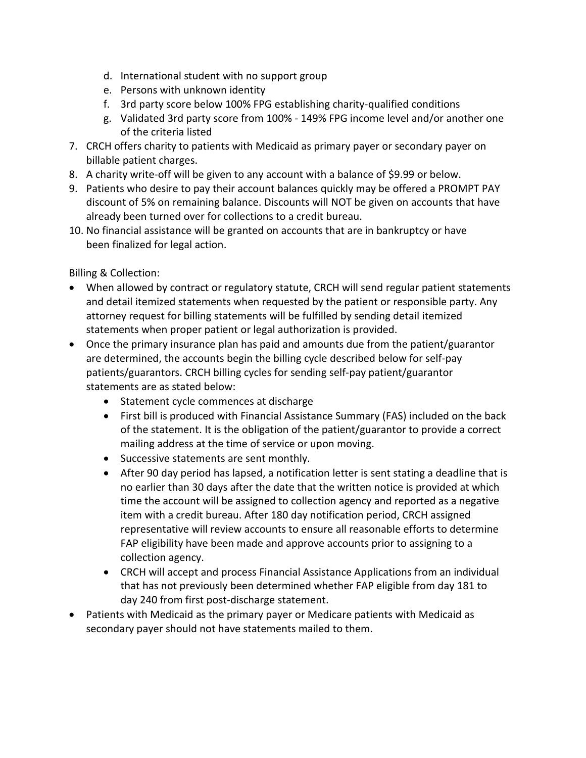d. International student with no support group
    e. Persons with unknown identity
    f. 3rd party score below 100% FPG establishing charity-qualified conditions
    g. Validated 3rd party score from 100% - 149% FPG income level and/or another one of the criteria listed

7. CRCH offers charity to patients with Medicaid as primary payer or secondary payer on billable patient charges.
8. A charity write-off will be given to any account with a balance of $9.99 or below.
9. Patients who desire to pay their account balances quickly may be offered a PROMPT PAY discount of 5% on remaining balance. Discounts will NOT be given on accounts that have already been turned over for collections to a credit bureau.
10. No financial assistance will be granted on accounts that are in bankruptcy or have been finalized for legal action.

Billing & Collection:

- When allowed by contract or regulatory statute, CRCH will send regular patient statements and detail itemized statements when requested by the patient or responsible party. Any attorney request for billing statements will be fulfilled by sending detail itemized statements when proper patient or legal authorization is provided.
- Once the primary insurance plan has paid and amounts due from the patient/guarantor are determined, the accounts begin the billing cycle described below for self-pay patients/guarantors. CRCH billing cycles for sending self-pay patient/guarantor statements are as stated below:
    - Statement cycle commences at discharge
    - First bill is produced with Financial Assistance Summary (FAS) included on the back of the statement. It is the obligation of the patient/guarantor to provide a correct mailing address at the time of service or upon moving.
    - Successive statements are sent monthly.
    - After 90 day period has lapsed, a notification letter is sent stating a deadline that is no earlier than 30 days after the date that the written notice is provided at which time the account will be assigned to collection agency and reported as a negative item with a credit bureau. After 180 day notification period, CRCH assigned representative will review accounts to ensure all reasonable efforts to determine FAP eligibility have been made and approve accounts prior to assigning to a collection agency.
    - CRCH will accept and process Financial Assistance Applications from an individual that has not previously been determined whether FAP eligible from day 181 to day 240 from first post-discharge statement.
- Patients with Medicaid as the primary payer or Medicare patients with Medicaid as secondary payer should not have statements mailed to them.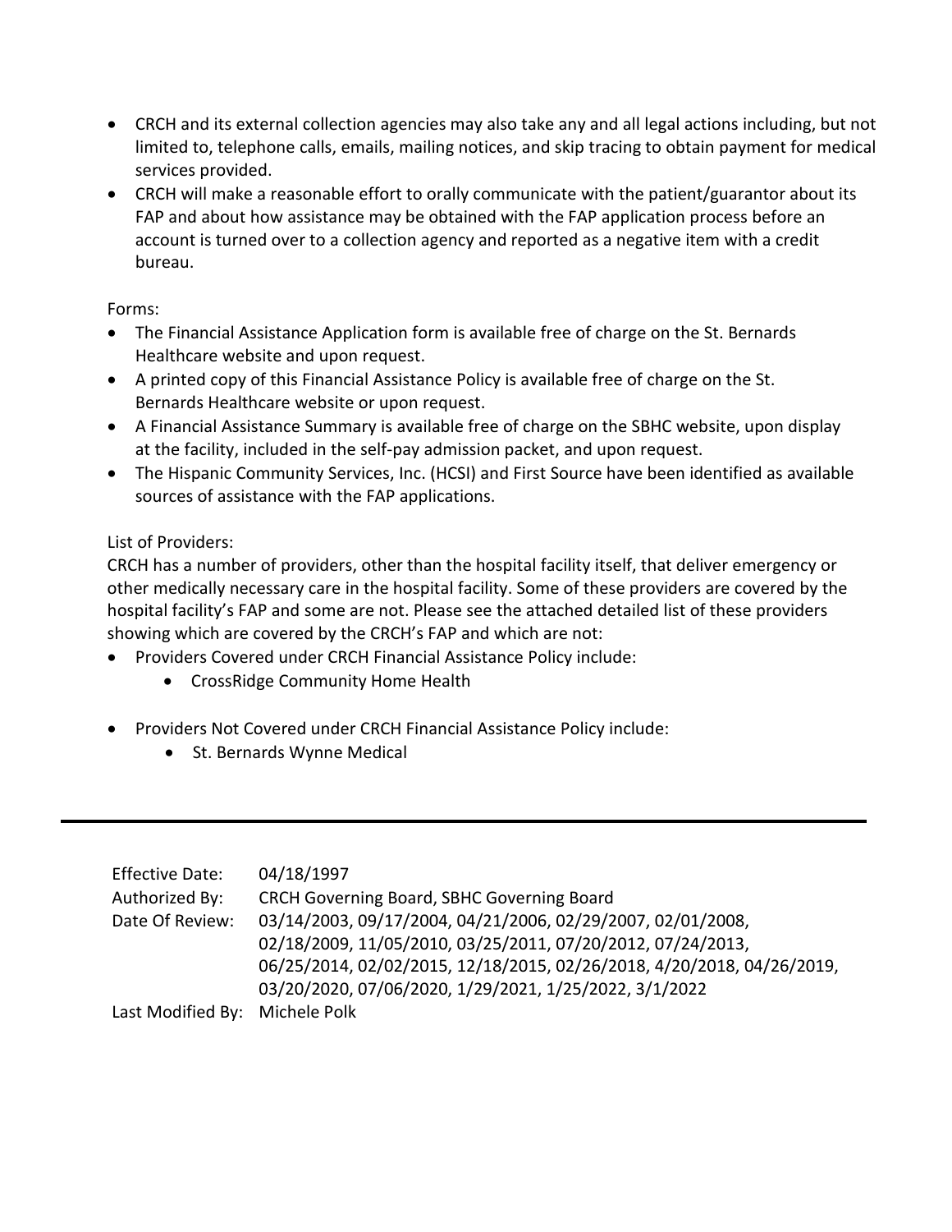- CRCH and its external collection agencies may also take any and all legal actions including, but not limited to, telephone calls, emails, mailing notices, and skip tracing to obtain payment for medical services provided.
- CRCH will make a reasonable effort to orally communicate with the patient/guarantor about its FAP and about how assistance may be obtained with the FAP application process before an account is turned over to a collection agency and reported as a negative item with a credit bureau.

Forms:

- The Financial Assistance Application form is available free of charge on the St. Bernards Healthcare website and upon request.
- A printed copy of this Financial Assistance Policy is available free of charge on the St. Bernards Healthcare website or upon request.
- A Financial Assistance Summary is available free of charge on the SBHC website, upon display at the facility, included in the self-pay admission packet, and upon request.
- The Hispanic Community Services, Inc. (HCSI) and First Source have been identified as available sources of assistance with the FAP applications.

List of Providers:

CRCH has a number of providers, other than the hospital facility itself, that deliver emergency or other medically necessary care in the hospital facility. Some of these providers are covered by the hospital facility's FAP and some are not. Please see the attached detailed list of these providers showing which are covered by the CRCH's FAP and which are not:

- Providers Covered under CRCH Financial Assistance Policy include:
    - CrossRidge Community Home Health
- Providers Not Covered under CRCH Financial Assistance Policy include:
    - St. Bernards Wynne Medical

---

| | |
|---|---|
| Effective Date: | 04/18/1997 |
| Authorized By: | CRCH Governing Board, SBHC Governing Board |
| Date Of Review: | 03/14/2003, 09/17/2004, 04/21/2006, 02/29/2007, 02/01/2008, 02/18/2009, 11/05/2010, 03/25/2011, 07/20/2012, 07/24/2013, 06/25/2014, 02/02/2015, 12/18/2015, 02/26/2018, 4/20/2018, 04/26/2019, 03/20/2020, 07/06/2020, 1/29/2021, 1/25/2022, 3/1/2022 |
| Last Modified By: | Michele Polk |